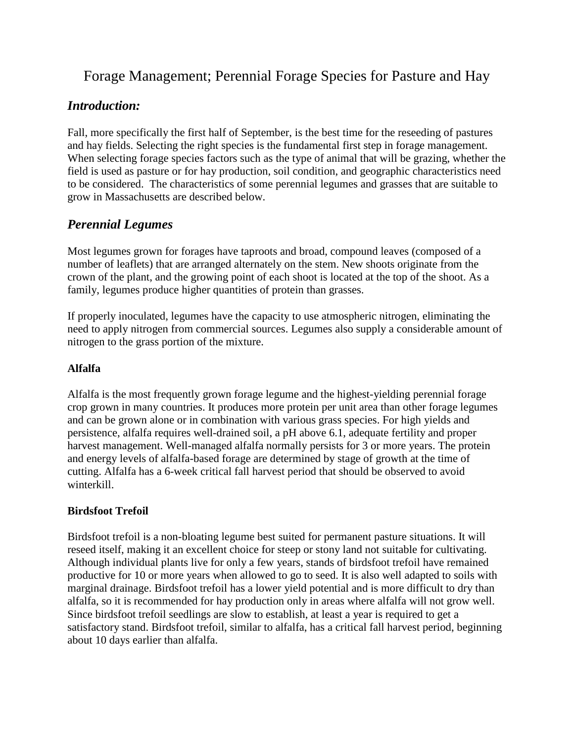# Forage Management; Perennial Forage Species for Pasture and Hay

## *Introduction:*

Fall, more specifically the first half of September, is the best time for the reseeding of pastures and hay fields. Selecting the right species is the fundamental first step in forage management. When selecting forage species factors such as the type of animal that will be grazing, whether the field is used as pasture or for hay production, soil condition, and geographic characteristics need to be considered. The characteristics of some perennial legumes and grasses that are suitable to grow in Massachusetts are described below.

## *Perennial Legumes*

Most legumes grown for forages have taproots and broad, compound leaves (composed of a number of leaflets) that are arranged alternately on the stem. New shoots originate from the crown of the plant, and the growing point of each shoot is located at the top of the shoot. As a family, legumes produce higher quantities of protein than grasses.

If properly inoculated, legumes have the capacity to use atmospheric nitrogen, eliminating the need to apply nitrogen from commercial sources. Legumes also supply a considerable amount of nitrogen to the grass portion of the mixture.

### Alfalfa

Alfalfa is the most frequently grown forage legume and the highest-yielding perennial forage crop grown in many countries. It produces more protein per unit area than other forage legumes and can be grown alone or in combination with various grass species. For high yields and persistence, alfalfa requires well-drained soil, a pH above 6.1, adequate fertility and proper harvest management. Well-managed alfalfa normally persists for 3 or more years. The protein and energy levels of alfalfa-based forage are determined by stage of growth at the time of cutting. Alfalfa has a 6-week critical fall harvest period that should be observed to avoid winterkill.

### Birdsfoot Trefoil

Birdsfoot trefoil is a non-bloating legume best suited for permanent pasture situations. It will reseed itself, making it an excellent choice for steep or stony land not suitable for cultivating. Although individual plants live for only a few years, stands of birdsfoot trefoil have remained productive for 10 or more years when allowed to go to seed. It is also well adapted to soils with marginal drainage. Birdsfoot trefoil has a lower yield potential and is more difficult to dry than alfalfa, so it is recommended for hay production only in areas where alfalfa will not grow well. Since birdsfoot trefoil seedlings are slow to establish, at least a year is required to get a satisfactory stand. Birdsfoot trefoil, similar to alfalfa, has a critical fall harvest period, beginning about 10 days earlier than alfalfa.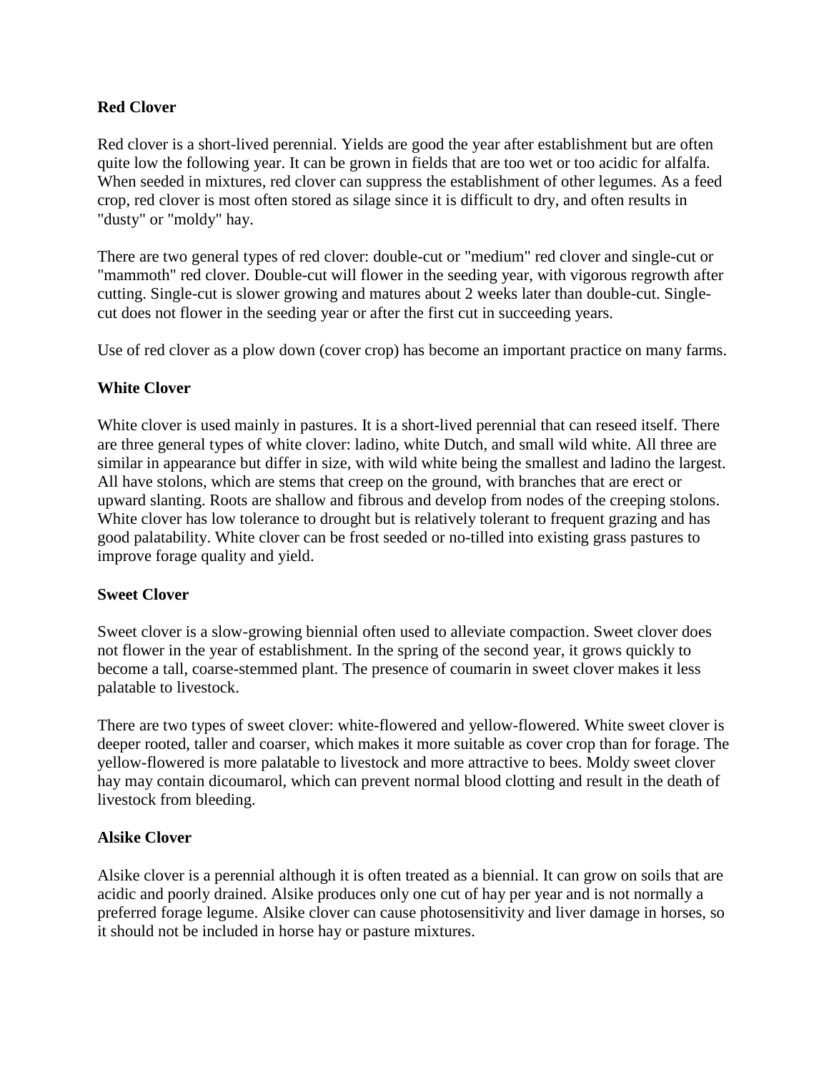**Red Clover**

Red clover is a short-lived perennial. Yields are good the year after establishment but are often quite low the following year. It can be grown in fields that are too wet or too acidic for alfalfa. When seeded in mixtures, red clover can suppress the establishment of other legumes. As a feed crop, red clover is most often stored as silage since it is difficult to dry, and often results in "dusty" or "moldy" hay.

There are two general types of red clover: double-cut or "medium" red clover and single-cut or "mammoth" red clover. Double-cut will flower in the seeding year, with vigorous regrowth after cutting. Single-cut is slower growing and matures about 2 weeks later than double-cut. Single-cut does not flower in the seeding year or after the first cut in succeeding years.

Use of red clover as a plow down (cover crop) has become an important practice on many farms.

**White Clover**

White clover is used mainly in pastures. It is a short-lived perennial that can reseed itself. There are three general types of white clover: ladino, white Dutch, and small wild white. All three are similar in appearance but differ in size, with wild white being the smallest and ladino the largest. All have stolons, which are stems that creep on the ground, with branches that are erect or upward slanting. Roots are shallow and fibrous and develop from nodes of the creeping stolons. White clover has low tolerance to drought but is relatively tolerant to frequent grazing and has good palatability. White clover can be frost seeded or no-tilled into existing grass pastures to improve forage quality and yield.

**Sweet Clover**

Sweet clover is a slow-growing biennial often used to alleviate compaction. Sweet clover does not flower in the year of establishment. In the spring of the second year, it grows quickly to become a tall, coarse-stemmed plant. The presence of coumarin in sweet clover makes it less palatable to livestock.

There are two types of sweet clover: white-flowered and yellow-flowered. White sweet clover is deeper rooted, taller and coarser, which makes it more suitable as cover crop than for forage. The yellow-flowered is more palatable to livestock and more attractive to bees. Moldy sweet clover hay may contain dicoumarol, which can prevent normal blood clotting and result in the death of livestock from bleeding.

**Alsike Clover**

Alsike clover is a perennial although it is often treated as a biennial. It can grow on soils that are acidic and poorly drained. Alsike produces only one cut of hay per year and is not normally a preferred forage legume. Alsike clover can cause photosensitivity and liver damage in horses, so it should not be included in horse hay or pasture mixtures.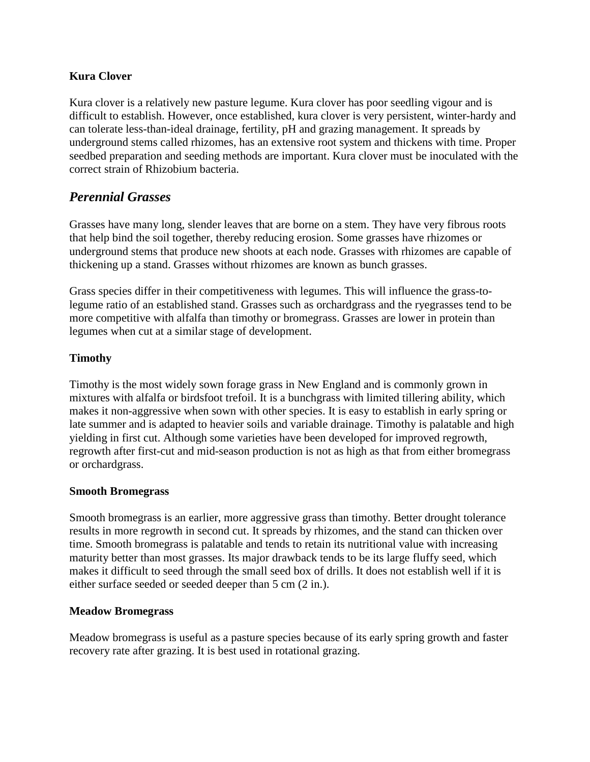**Kura Clover**

Kura clover is a relatively new pasture legume. Kura clover has poor seedling vigour and is difficult to establish. However, once established, kura clover is very persistent, winter-hardy and can tolerate less-than-ideal drainage, fertility, pH and grazing management. It spreads by underground stems called rhizomes, has an extensive root system and thickens with time. Proper seedbed preparation and seeding methods are important. Kura clover must be inoculated with the correct strain of Rhizobium bacteria.

## *Perennial Grasses*

Grasses have many long, slender leaves that are borne on a stem. They have very fibrous roots that help bind the soil together, thereby reducing erosion. Some grasses have rhizomes or underground stems that produce new shoots at each node. Grasses with rhizomes are capable of thickening up a stand. Grasses without rhizomes are known as bunch grasses.

Grass species differ in their competitiveness with legumes. This will influence the grass-to-legume ratio of an established stand. Grasses such as orchardgrass and the ryegrasses tend to be more competitive with alfalfa than timothy or bromegrass. Grasses are lower in protein than legumes when cut at a similar stage of development.

**Timothy**

Timothy is the most widely sown forage grass in New England and is commonly grown in mixtures with alfalfa or birdsfoot trefoil. It is a bunchgrass with limited tillering ability, which makes it non-aggressive when sown with other species. It is easy to establish in early spring or late summer and is adapted to heavier soils and variable drainage. Timothy is palatable and high yielding in first cut. Although some varieties have been developed for improved regrowth, regrowth after first-cut and mid-season production is not as high as that from either bromegrass or orchardgrass.

**Smooth Bromegrass**

Smooth bromegrass is an earlier, more aggressive grass than timothy. Better drought tolerance results in more regrowth in second cut. It spreads by rhizomes, and the stand can thicken over time. Smooth bromegrass is palatable and tends to retain its nutritional value with increasing maturity better than most grasses. Its major drawback tends to be its large fluffy seed, which makes it difficult to seed through the small seed box of drills. It does not establish well if it is either surface seeded or seeded deeper than 5 cm (2 in.).

**Meadow Bromegrass**

Meadow bromegrass is useful as a pasture species because of its early spring growth and faster recovery rate after grazing. It is best used in rotational grazing.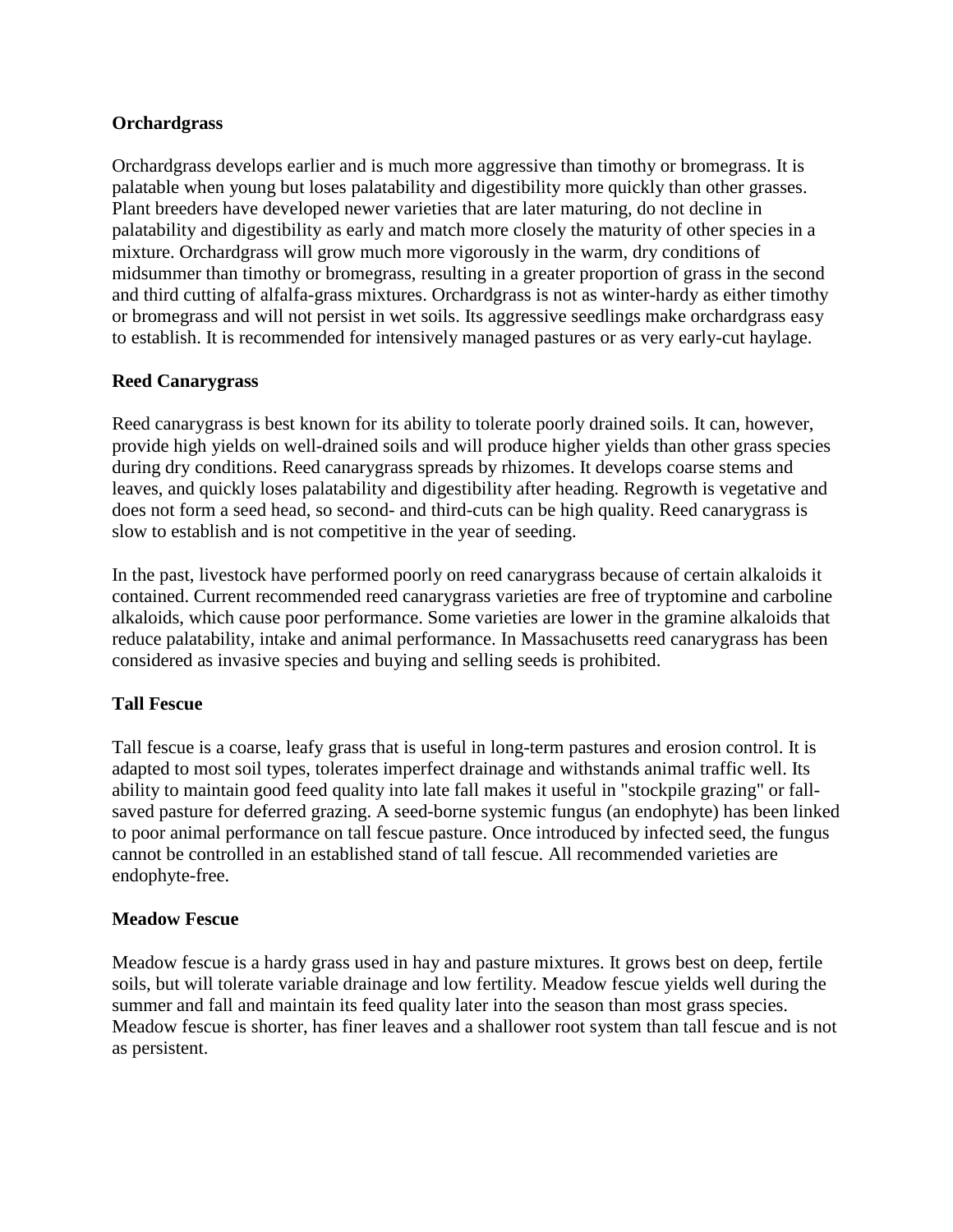**Orchardgrass**

Orchardgrass develops earlier and is much more aggressive than timothy or bromegrass. It is palatable when young but loses palatability and digestibility more quickly than other grasses. Plant breeders have developed newer varieties that are later maturing, do not decline in palatability and digestibility as early and match more closely the maturity of other species in a mixture. Orchardgrass will grow much more vigorously in the warm, dry conditions of midsummer than timothy or bromegrass, resulting in a greater proportion of grass in the second and third cutting of alfalfa-grass mixtures. Orchardgrass is not as winter-hardy as either timothy or bromegrass and will not persist in wet soils. Its aggressive seedlings make orchardgrass easy to establish. It is recommended for intensively managed pastures or as very early-cut haylage.

**Reed Canarygrass**

Reed canarygrass is best known for its ability to tolerate poorly drained soils. It can, however, provide high yields on well-drained soils and will produce higher yields than other grass species during dry conditions. Reed canarygrass spreads by rhizomes. It develops coarse stems and leaves, and quickly loses palatability and digestibility after heading. Regrowth is vegetative and does not form a seed head, so second- and third-cuts can be high quality. Reed canarygrass is slow to establish and is not competitive in the year of seeding.

In the past, livestock have performed poorly on reed canarygrass because of certain alkaloids it contained. Current recommended reed canarygrass varieties are free of tryptomine and carboline alkaloids, which cause poor performance. Some varieties are lower in the gramine alkaloids that reduce palatability, intake and animal performance. In Massachusetts reed canarygrass has been considered as invasive species and buying and selling seeds is prohibited.

**Tall Fescue**

Tall fescue is a coarse, leafy grass that is useful in long-term pastures and erosion control. It is adapted to most soil types, tolerates imperfect drainage and withstands animal traffic well. Its ability to maintain good feed quality into late fall makes it useful in "stockpile grazing" or fall-saved pasture for deferred grazing. A seed-borne systemic fungus (an endophyte) has been linked to poor animal performance on tall fescue pasture. Once introduced by infected seed, the fungus cannot be controlled in an established stand of tall fescue. All recommended varieties are endophyte-free.

**Meadow Fescue**

Meadow fescue is a hardy grass used in hay and pasture mixtures. It grows best on deep, fertile soils, but will tolerate variable drainage and low fertility. Meadow fescue yields well during the summer and fall and maintain its feed quality later into the season than most grass species. Meadow fescue is shorter, has finer leaves and a shallower root system than tall fescue and is not as persistent.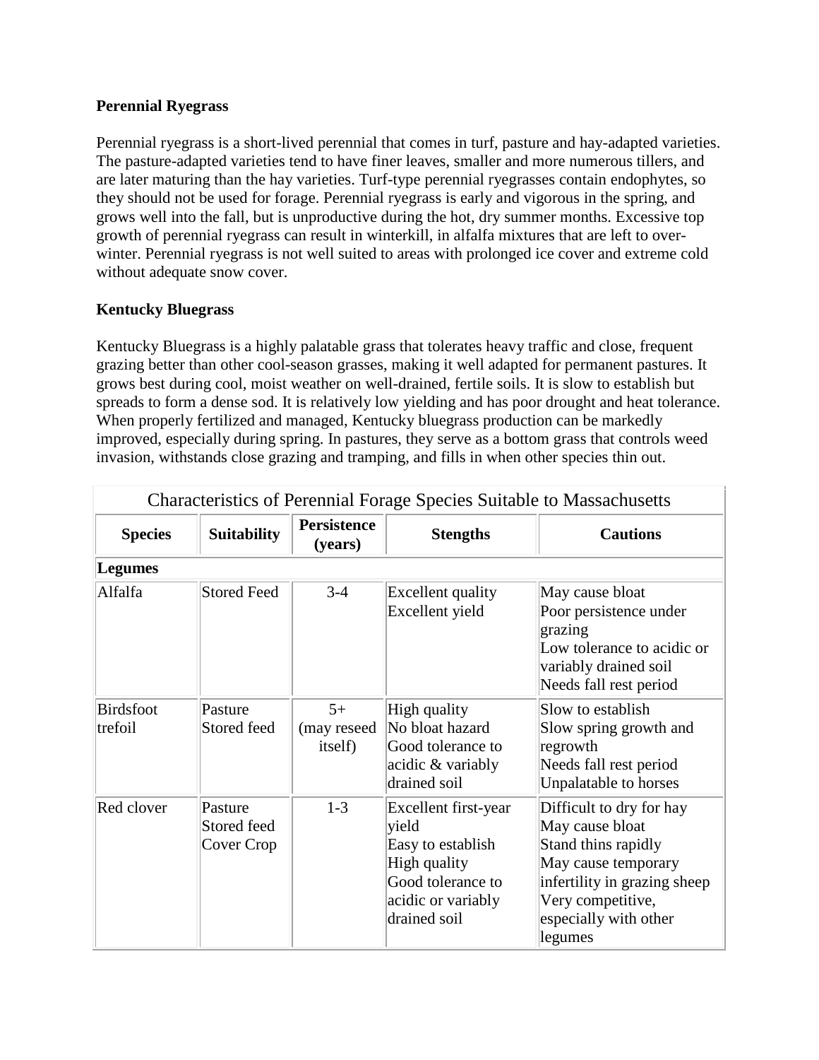**Perennial Ryegrass**

Perennial ryegrass is a short-lived perennial that comes in turf, pasture and hay-adapted varieties. The pasture-adapted varieties tend to have finer leaves, smaller and more numerous tillers, and are later maturing than the hay varieties. Turf-type perennial ryegrasses contain endophytes, so they should not be used for forage. Perennial ryegrass is early and vigorous in the spring, and grows well into the fall, but is unproductive during the hot, dry summer months. Excessive top growth of perennial ryegrass can result in winterkill, in alfalfa mixtures that are left to over-winter. Perennial ryegrass is not well suited to areas with prolonged ice cover and extreme cold without adequate snow cover.

**Kentucky Bluegrass**

Kentucky Bluegrass is a highly palatable grass that tolerates heavy traffic and close, frequent grazing better than other cool-season grasses, making it well adapted for permanent pastures. It grows best during cool, moist weather on well-drained, fertile soils. It is slow to establish but spreads to form a dense sod. It is relatively low yielding and has poor drought and heat tolerance. When properly fertilized and managed, Kentucky bluegrass production can be markedly improved, especially during spring. In pastures, they serve as a bottom grass that controls weed invasion, withstands close grazing and tramping, and fills in when other species thin out.

Characteristics of Perennial Forage Species Suitable to Massachusetts

| Species | Suitability | Persistence (years) | Stengths | Cautions |
|---|---|---|---|---|
| **Legumes** | | | | |
| Alfalfa | Stored Feed | 3-4 | Excellent quality<br>Excellent yield | May cause bloat<br>Poor persistence under grazing<br>Low tolerance to acidic or variably drained soil<br>Needs fall rest period |
| Birdsfoot trefoil | Pasture<br>Stored feed | 5+ (may reseed itself) | High quality<br>No bloat hazard<br>Good tolerance to acidic & variably drained soil | Slow to establish<br>Slow spring growth and regrowth<br>Needs fall rest period<br>Unpalatable to horses |
| Red clover | Pasture<br>Stored feed<br>Cover Crop | 1-3 | Excellent first-year yield<br>Easy to establish<br>High quality<br>Good tolerance to acidic or variably drained soil | Difficult to dry for hay<br>May cause bloat<br>Stand thins rapidly<br>May cause temporary infertility in grazing sheep<br>Very competitive, especially with other legumes |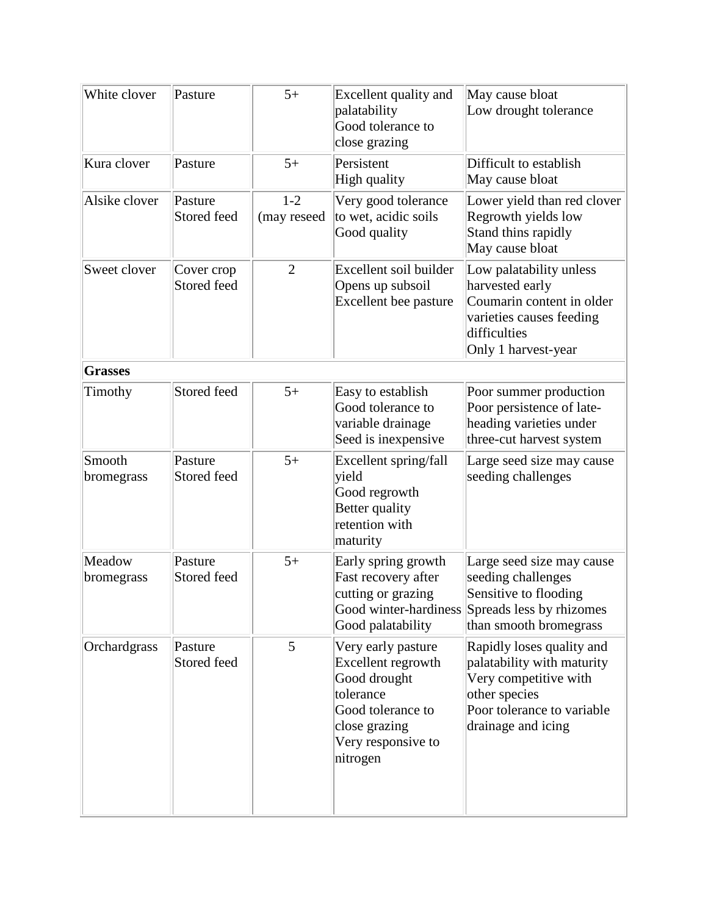| White clover | Pasture | 5+ | Excellent quality and palatability<br>Good tolerance to close grazing | May cause bloat<br>Low drought tolerance |
|---|---|---|---|---|
| Kura clover | Pasture | 5+ | Persistent<br>High quality | Difficult to establish<br>May cause bloat |
| Alsike clover | Pasture<br>Stored feed | 1-2<br>(may reseed | Very good tolerance to wet, acidic soils<br>Good quality | Lower yield than red clover<br>Regrowth yields low<br>Stand thins rapidly<br>May cause bloat |
| Sweet clover | Cover crop<br>Stored feed | 2 | Excellent soil builder<br>Opens up subsoil<br>Excellent bee pasture | Low palatability unless harvested early<br>Coumarin content in older varieties causes feeding difficulties<br>Only 1 harvest-year |
| **Grasses** | | | | |
| Timothy | Stored feed | 5+ | Easy to establish<br>Good tolerance to variable drainage<br>Seed is inexpensive | Poor summer production<br>Poor persistence of late-heading varieties under three-cut harvest system |
| Smooth bromegrass | Pasture<br>Stored feed | 5+ | Excellent spring/fall yield<br>Good regrowth<br>Better quality retention with maturity | Large seed size may cause seeding challenges |
| Meadow bromegrass | Pasture<br>Stored feed | 5+ | Early spring growth<br>Fast recovery after cutting or grazing<br>Good winter-hardiness<br>Good palatability | Large seed size may cause seeding challenges<br>Sensitive to flooding<br>Spreads less by rhizomes than smooth bromegrass |
| Orchardgrass | Pasture<br>Stored feed | 5 | Very early pasture<br>Excellent regrowth<br>Good drought tolerance<br>Good tolerance to close grazing<br>Very responsive to nitrogen | Rapidly loses quality and palatability with maturity<br>Very competitive with other species<br>Poor tolerance to variable drainage and icing |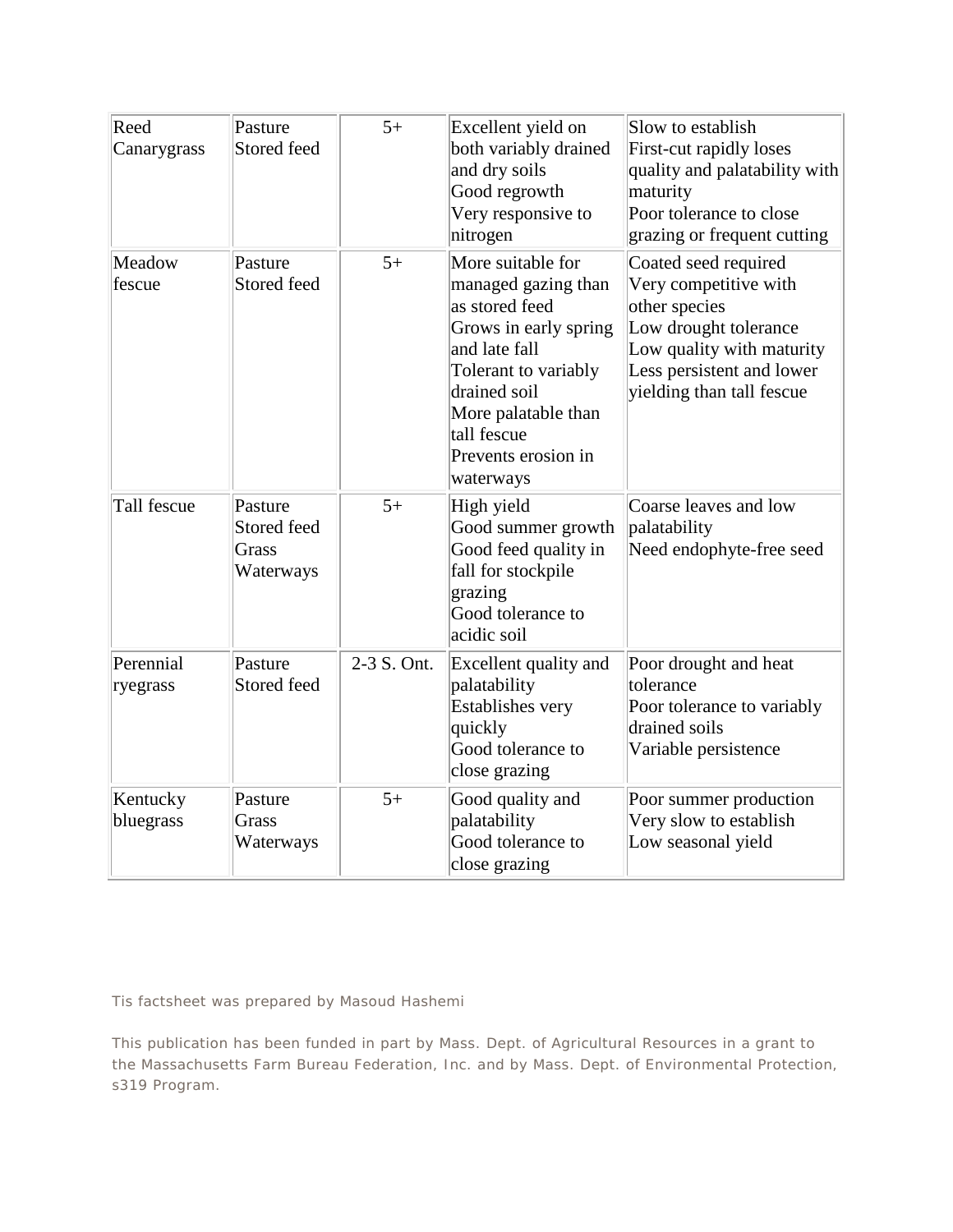| | | | | |
|---|---|---|---|---|
| Reed Canarygrass | Pasture<br>Stored feed | 5+ | Excellent yield on both variably drained and dry soils<br>Good regrowth<br>Very responsive to nitrogen | Slow to establish<br>First-cut rapidly loses quality and palatability with maturity<br>Poor tolerance to close grazing or frequent cutting |
| Meadow fescue | Pasture<br>Stored feed | 5+ | More suitable for managed gazing than as stored feed<br>Grows in early spring and late fall<br>Tolerant to variably drained soil<br>More palatable than tall fescue<br>Prevents erosion in waterways | Coated seed required<br>Very competitive with other species<br>Low drought tolerance<br>Low quality with maturity<br>Less persistent and lower yielding than tall fescue |
| Tall fescue | Pasture<br>Stored feed<br>Grass<br>Waterways | 5+ | High yield<br>Good summer growth<br>Good feed quality in fall for stockpile grazing<br>Good tolerance to acidic soil | Coarse leaves and low palatability<br>Need endophyte-free seed |
| Perennial ryegrass | Pasture<br>Stored feed | 2-3 S. Ont. | Excellent quality and palatability<br>Establishes very quickly<br>Good tolerance to close grazing | Poor drought and heat tolerance<br>Poor tolerance to variably drained soils<br>Variable persistence |
| Kentucky bluegrass | Pasture<br>Grass<br>Waterways | 5+ | Good quality and palatability<br>Good tolerance to close grazing | Poor summer production<br>Very slow to establish<br>Low seasonal yield |

Tis factsheet was prepared by Masoud Hashemi

This publication has been funded in part by Mass. Dept. of Agricultural Resources in a grant to the Massachusetts Farm Bureau Federation, Inc. and by Mass. Dept. of Environmental Protection, s319 Program.